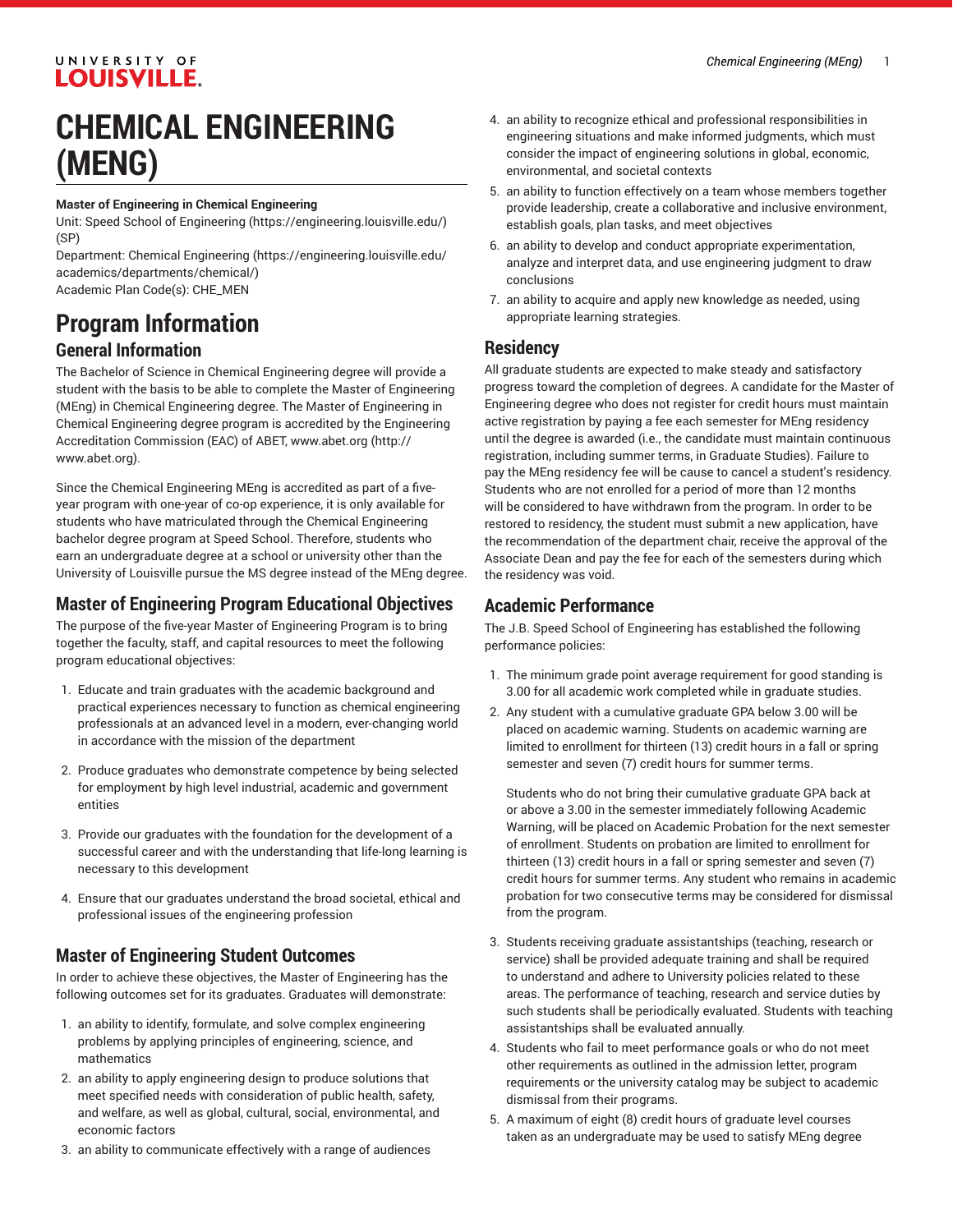# CHEMICAL ENGINEERING (MENG)

**Master of Engineering in Chemical Engineering**

Unit: Speed School of Engineering (https://engineering.louisville.edu/) (SP)

Department: Chemical Engineering (https://engineering.louisville.edu/academics/departments/chemical/)

Academic Plan Code(s): CHE_MEN

## Program Information

### General Information

The Bachelor of Science in Chemical Engineering degree will provide a student with the basis to be able to complete the Master of Engineering (MEng) in Chemical Engineering degree. The Master of Engineering in Chemical Engineering degree program is accredited by the Engineering Accreditation Commission (EAC) of ABET, www.abet.org (http://www.abet.org).

Since the Chemical Engineering MEng is accredited as part of a five-year program with one-year of co-op experience, it is only available for students who have matriculated through the Chemical Engineering bachelor degree program at Speed School. Therefore, students who earn an undergraduate degree at a school or university other than the University of Louisville pursue the MS degree instead of the MEng degree.

### Master of Engineering Program Educational Objectives

The purpose of the five-year Master of Engineering Program is to bring together the faculty, staff, and capital resources to meet the following program educational objectives:

1. Educate and train graduates with the academic background and practical experiences necessary to function as chemical engineering professionals at an advanced level in a modern, ever-changing world in accordance with the mission of the department

2. Produce graduates who demonstrate competence by being selected for employment by high level industrial, academic and government entities

3. Provide our graduates with the foundation for the development of a successful career and with the understanding that life-long learning is necessary to this development

4. Ensure that our graduates understand the broad societal, ethical and professional issues of the engineering profession

### Master of Engineering Student Outcomes

In order to achieve these objectives, the Master of Engineering has the following outcomes set for its graduates. Graduates will demonstrate:

1. an ability to identify, formulate, and solve complex engineering problems by applying principles of engineering, science, and mathematics
2. an ability to apply engineering design to produce solutions that meet specified needs with consideration of public health, safety, and welfare, as well as global, cultural, social, environmental, and economic factors
3. an ability to communicate effectively with a range of audiences
4. an ability to recognize ethical and professional responsibilities in engineering situations and make informed judgments, which must consider the impact of engineering solutions in global, economic, environmental, and societal contexts
5. an ability to function effectively on a team whose members together provide leadership, create a collaborative and inclusive environment, establish goals, plan tasks, and meet objectives
6. an ability to develop and conduct appropriate experimentation, analyze and interpret data, and use engineering judgment to draw conclusions
7. an ability to acquire and apply new knowledge as needed, using appropriate learning strategies.

### Residency

All graduate students are expected to make steady and satisfactory progress toward the completion of degrees. A candidate for the Master of Engineering degree who does not register for credit hours must maintain active registration by paying a fee each semester for MEng residency until the degree is awarded (i.e., the candidate must maintain continuous registration, including summer terms, in Graduate Studies). Failure to pay the MEng residency fee will be cause to cancel a student's residency. Students who are not enrolled for a period of more than 12 months will be considered to have withdrawn from the program. In order to be restored to residency, the student must submit a new application, have the recommendation of the department chair, receive the approval of the Associate Dean and pay the fee for each of the semesters during which the residency was void.

### Academic Performance

The J.B. Speed School of Engineering has established the following performance policies:

1. The minimum grade point average requirement for good standing is 3.00 for all academic work completed while in graduate studies.
2. Any student with a cumulative graduate GPA below 3.00 will be placed on academic warning. Students on academic warning are limited to enrollment for thirteen (13) credit hours in a fall or spring semester and seven (7) credit hours for summer terms.

   Students who do not bring their cumulative graduate GPA back at or above a 3.00 in the semester immediately following Academic Warning, will be placed on Academic Probation for the next semester of enrollment. Students on probation are limited to enrollment for thirteen (13) credit hours in a fall or spring semester and seven (7) credit hours for summer terms. Any student who remains in academic probation for two consecutive terms may be considered for dismissal from the program.

3. Students receiving graduate assistantships (teaching, research or service) shall be provided adequate training and shall be required to understand and adhere to University policies related to these areas. The performance of teaching, research and service duties by such students shall be periodically evaluated. Students with teaching assistantships shall be evaluated annually.
4. Students who fail to meet performance goals or who do not meet other requirements as outlined in the admission letter, program requirements or the university catalog may be subject to academic dismissal from their programs.
5. A maximum of eight (8) credit hours of graduate level courses taken as an undergraduate may be used to satisfy MEng degree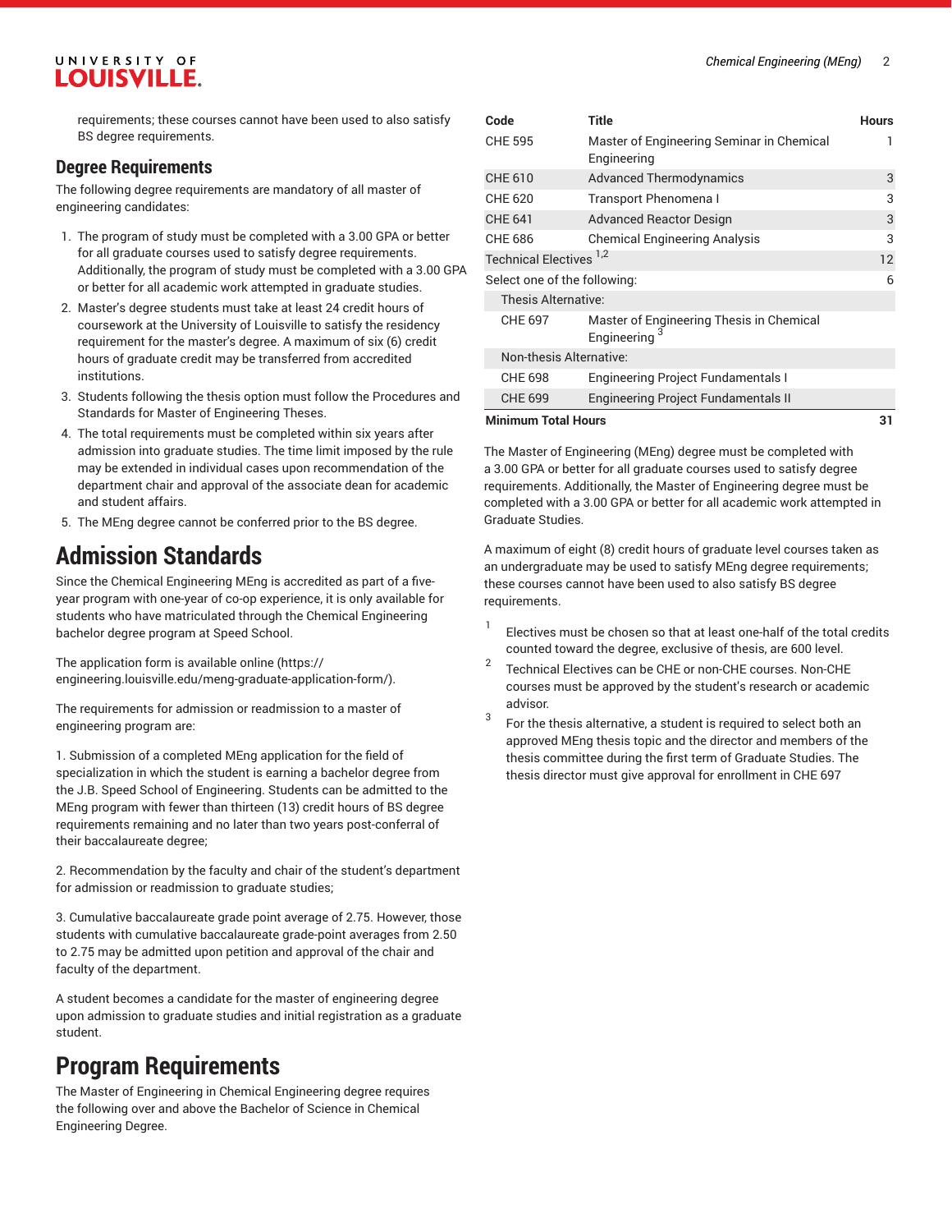requirements; these courses cannot have been used to also satisfy BS degree requirements.

### Degree Requirements

The following degree requirements are mandatory of all master of engineering candidates:

1. The program of study must be completed with a 3.00 GPA or better for all graduate courses used to satisfy degree requirements. Additionally, the program of study must be completed with a 3.00 GPA or better for all academic work attempted in graduate studies.
2. Master's degree students must take at least 24 credit hours of coursework at the University of Louisville to satisfy the residency requirement for the master's degree. A maximum of six (6) credit hours of graduate credit may be transferred from accredited institutions.
3. Students following the thesis option must follow the Procedures and Standards for Master of Engineering Theses.
4. The total requirements must be completed within six years after admission into graduate studies. The time limit imposed by the rule may be extended in individual cases upon recommendation of the department chair and approval of the associate dean for academic and student affairs.
5. The MEng degree cannot be conferred prior to the BS degree.

# Admission Standards

Since the Chemical Engineering MEng is accredited as part of a five-year program with one-year of co-op experience, it is only available for students who have matriculated through the Chemical Engineering bachelor degree program at Speed School.

The application form is available online (https://engineering.louisville.edu/meng-graduate-application-form/).

The requirements for admission or readmission to a master of engineering program are:

1. Submission of a completed MEng application for the field of specialization in which the student is earning a bachelor degree from the J.B. Speed School of Engineering. Students can be admitted to the MEng program with fewer than thirteen (13) credit hours of BS degree requirements remaining and no later than two years post-conferral of their baccalaureate degree;

2. Recommendation by the faculty and chair of the student's department for admission or readmission to graduate studies;

3. Cumulative baccalaureate grade point average of 2.75. However, those students with cumulative baccalaureate grade-point averages from 2.50 to 2.75 may be admitted upon petition and approval of the chair and faculty of the department.

A student becomes a candidate for the master of engineering degree upon admission to graduate studies and initial registration as a graduate student.

# Program Requirements

The Master of Engineering in Chemical Engineering degree requires the following over and above the Bachelor of Science in Chemical Engineering Degree.

| Code | Title | Hours |
|---|---|---|
| CHE 595 | Master of Engineering Seminar in Chemical Engineering | 1 |
| CHE 610 | Advanced Thermodynamics | 3 |
| CHE 620 | Transport Phenomena I | 3 |
| CHE 641 | Advanced Reactor Design | 3 |
| CHE 686 | Chemical Engineering Analysis | 3 |
| Technical Electives [1,2] | | 12 |
| Select one of the following: | | 6 |
| Thesis Alternative: | | |
| CHE 697 | Master of Engineering Thesis in Chemical Engineering [3] | |
| Non-thesis Alternative: | | |
| CHE 698 | Engineering Project Fundamentals I | |
| CHE 699 | Engineering Project Fundamentals II | |
| **Minimum Total Hours** | | **31** |

The Master of Engineering (MEng) degree must be completed with a 3.00 GPA or better for all graduate courses used to satisfy degree requirements. Additionally, the Master of Engineering degree must be completed with a 3.00 GPA or better for all academic work attempted in Graduate Studies.

A maximum of eight (8) credit hours of graduate level courses taken as an undergraduate may be used to satisfy MEng degree requirements; these courses cannot have been used to also satisfy BS degree requirements.

1. Electives must be chosen so that at least one-half of the total credits counted toward the degree, exclusive of thesis, are 600 level.
2. Technical Electives can be CHE or non-CHE courses. Non-CHE courses must be approved by the student's research or academic advisor.
3. For the thesis alternative, a student is required to select both an approved MEng thesis topic and the director and members of the thesis committee during the first term of Graduate Studies. The thesis director must give approval for enrollment in CHE 697